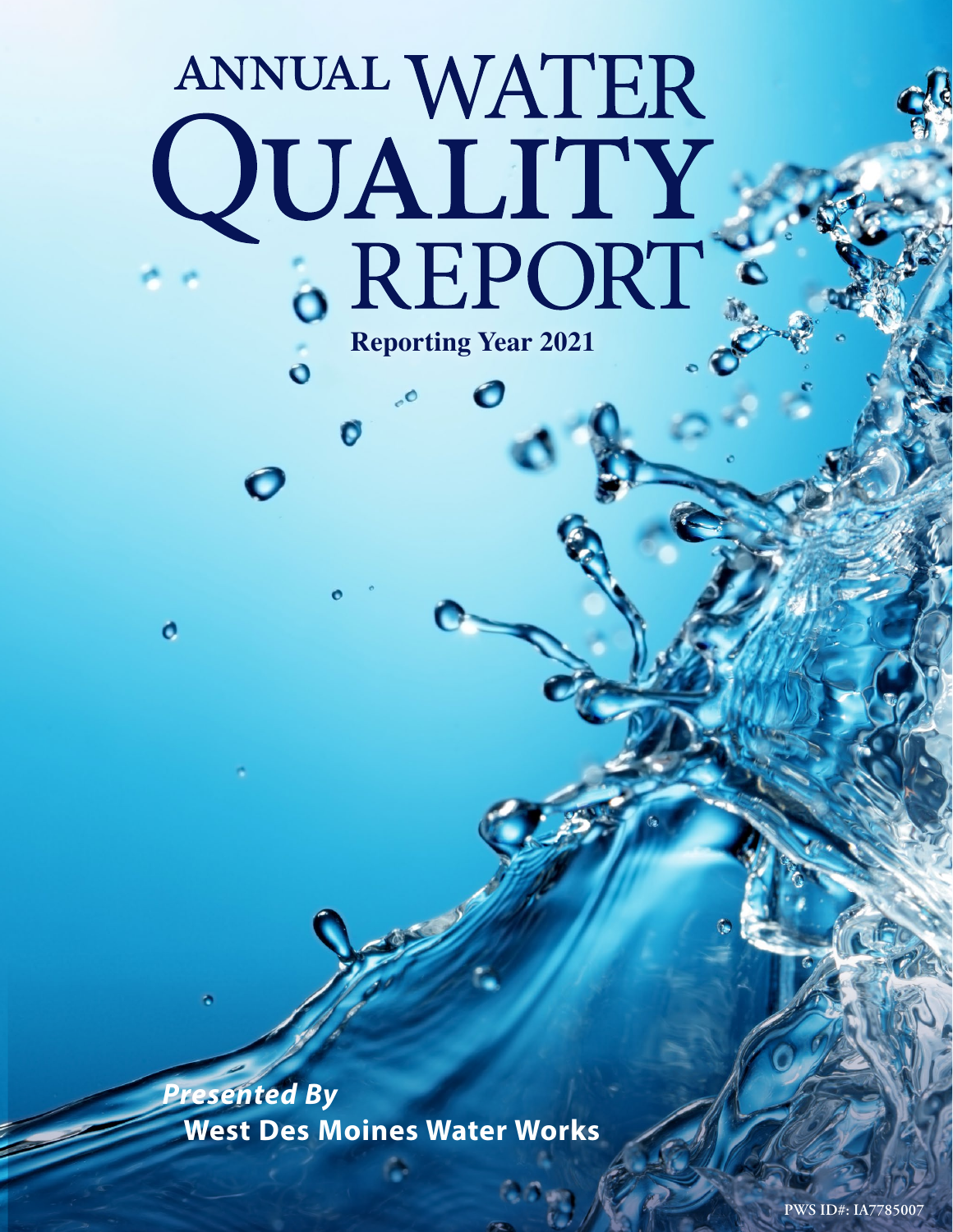# ANNUAL WATER QUALITY REPORT

**Reporting Year 2021**

***Presented By***

**West Des Moines Water Works**

PWS ID#: IA7785007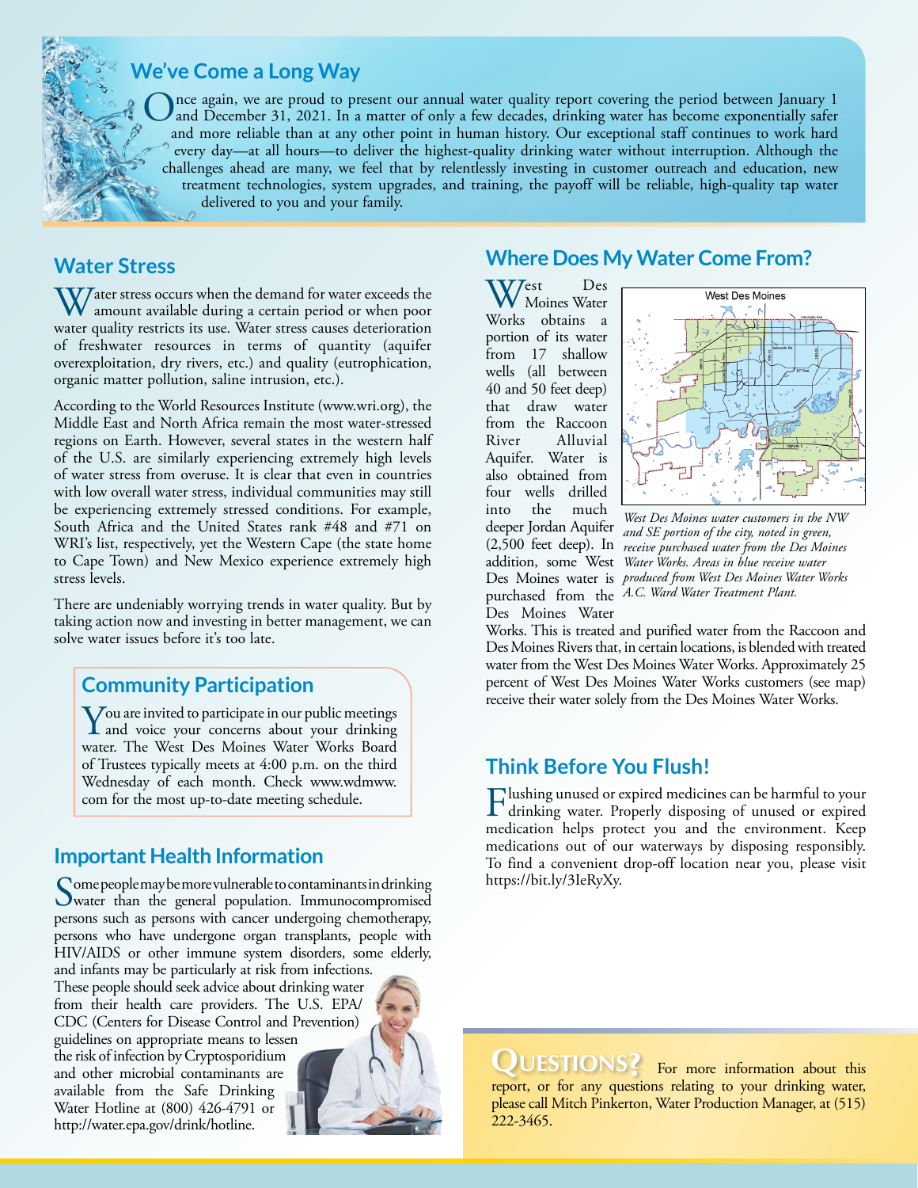## We've Come a Long Way

Once again, we are proud to present our annual water quality report covering the period between January 1 and December 31, 2021. In a matter of only a few decades, drinking water has become exponentially safer and more reliable than at any other point in human history. Our exceptional staff continues to work hard every day—at all hours—to deliver the highest-quality drinking water without interruption. Although the challenges ahead are many, we feel that by relentlessly investing in customer outreach and education, new treatment technologies, system upgrades, and training, the payoff will be reliable, high-quality tap water delivered to you and your family.

## Water Stress

Water stress occurs when the demand for water exceeds the amount available during a certain period or when poor water quality restricts its use. Water stress causes deterioration of freshwater resources in terms of quantity (aquifer overexploitation, dry rivers, etc.) and quality (eutrophication, organic matter pollution, saline intrusion, etc.).

According to the World Resources Institute (www.wri.org), the Middle East and North Africa remain the most water-stressed regions on Earth. However, several states in the western half of the U.S. are similarly experiencing extremely high levels of water stress from overuse. It is clear that even in countries with low overall water stress, individual communities may still be experiencing extremely stressed conditions. For example, South Africa and the United States rank #48 and #71 on WRI's list, respectively, yet the Western Cape (the state home to Cape Town) and New Mexico experience extremely high stress levels.

There are undeniably worrying trends in water quality. But by taking action now and investing in better management, we can solve water issues before it's too late.

## Community Participation

You are invited to participate in our public meetings and voice your concerns about your drinking water. The West Des Moines Water Works Board of Trustees typically meets at 4:00 p.m. on the third Wednesday of each month. Check www.wdmww.com for the most up-to-date meeting schedule.

## Important Health Information

Some people may be more vulnerable to contaminants in drinking water than the general population. Immunocompromised persons such as persons with cancer undergoing chemotherapy, persons who have undergone organ transplants, people with HIV/AIDS or other immune system disorders, some elderly, and infants may be particularly at risk from infections. These people should seek advice about drinking water from their health care providers. The U.S. EPA/CDC (Centers for Disease Control and Prevention) guidelines on appropriate means to lessen the risk of infection by Cryptosporidium and other microbial contaminants are available from the Safe Drinking Water Hotline at (800) 426-4791 or http://water.epa.gov/drink/hotline.

## Where Does My Water Come From?

West Des Moines Water Works obtains a portion of its water from 17 shallow wells (all between 40 and 50 feet deep) that draw water from the Raccoon River Alluvial Aquifer. Water is also obtained from four wells drilled into the much deeper Jordan Aquifer (2,500 feet deep). In addition, some West Des Moines water is purchased from the Des Moines Water Works. This is treated and purified water from the Raccoon and Des Moines Rivers that, in certain locations, is blended with treated water from the West Des Moines Water Works. Approximately 25 percent of West Des Moines Water Works customers (see map) receive their water solely from the Des Moines Water Works.

*West Des Moines water customers in the NW and SE portion of the city, noted in green, receive purchased water from the Des Moines Water Works. Areas in blue receive water produced from West Des Moines Water Works A.C. Ward Water Treatment Plant.*

## Think Before You Flush!

Flushing unused or expired medicines can be harmful to your drinking water. Properly disposing of unused or expired medication helps protect you and the environment. Keep medications out of our waterways by disposing responsibly. To find a convenient drop-off location near you, please visit https://bit.ly/3IeRyXy.

## Questions?

For more information about this report, or for any questions relating to your drinking water, please call Mitch Pinkerton, Water Production Manager, at (515) 222-3465.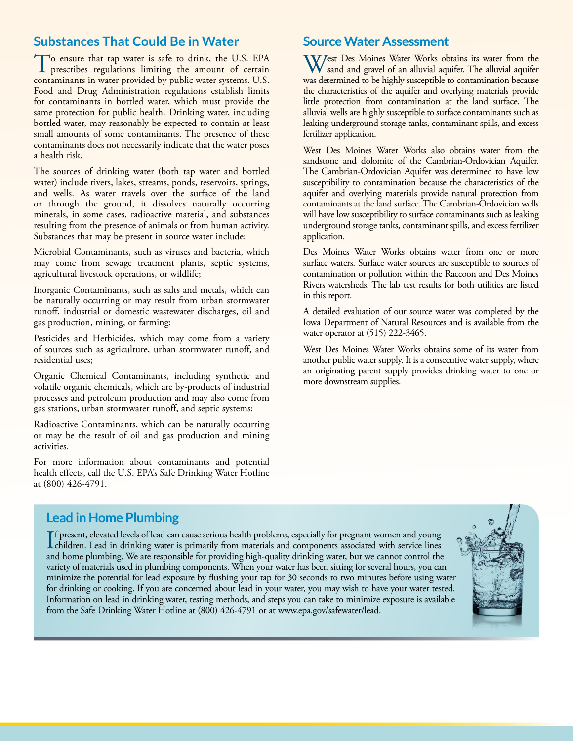## Substances That Could Be in Water

To ensure that tap water is safe to drink, the U.S. EPA prescribes regulations limiting the amount of certain contaminants in water provided by public water systems. U.S. Food and Drug Administration regulations establish limits for contaminants in bottled water, which must provide the same protection for public health. Drinking water, including bottled water, may reasonably be expected to contain at least small amounts of some contaminants. The presence of these contaminants does not necessarily indicate that the water poses a health risk.

The sources of drinking water (both tap water and bottled water) include rivers, lakes, streams, ponds, reservoirs, springs, and wells. As water travels over the surface of the land or through the ground, it dissolves naturally occurring minerals, in some cases, radioactive material, and substances resulting from the presence of animals or from human activity. Substances that may be present in source water include:

Microbial Contaminants, such as viruses and bacteria, which may come from sewage treatment plants, septic systems, agricultural livestock operations, or wildlife;

Inorganic Contaminants, such as salts and metals, which can be naturally occurring or may result from urban stormwater runoff, industrial or domestic wastewater discharges, oil and gas production, mining, or farming;

Pesticides and Herbicides, which may come from a variety of sources such as agriculture, urban stormwater runoff, and residential uses;

Organic Chemical Contaminants, including synthetic and volatile organic chemicals, which are by-products of industrial processes and petroleum production and may also come from gas stations, urban stormwater runoff, and septic systems;

Radioactive Contaminants, which can be naturally occurring or may be the result of oil and gas production and mining activities.

For more information about contaminants and potential health effects, call the U.S. EPA's Safe Drinking Water Hotline at (800) 426-4791.

## Source Water Assessment

West Des Moines Water Works obtains its water from the sand and gravel of an alluvial aquifer. The alluvial aquifer was determined to be highly susceptible to contamination because the characteristics of the aquifer and overlying materials provide little protection from contamination at the land surface. The alluvial wells are highly susceptible to surface contaminants such as leaking underground storage tanks, contaminant spills, and excess fertilizer application.

West Des Moines Water Works also obtains water from the sandstone and dolomite of the Cambrian-Ordovician Aquifer. The Cambrian-Ordovician Aquifer was determined to have low susceptibility to contamination because the characteristics of the aquifer and overlying materials provide natural protection from contaminants at the land surface. The Cambrian-Ordovician wells will have low susceptibility to surface contaminants such as leaking underground storage tanks, contaminant spills, and excess fertilizer application.

Des Moines Water Works obtains water from one or more surface waters. Surface water sources are susceptible to sources of contamination or pollution within the Raccoon and Des Moines Rivers watersheds. The lab test results for both utilities are listed in this report.

A detailed evaluation of our source water was completed by the Iowa Department of Natural Resources and is available from the water operator at (515) 222-3465.

West Des Moines Water Works obtains some of its water from another public water supply. It is a consecutive water supply, where an originating parent supply provides drinking water to one or more downstream supplies.

## Lead in Home Plumbing

If present, elevated levels of lead can cause serious health problems, especially for pregnant women and young children. Lead in drinking water is primarily from materials and components associated with service lines and home plumbing. We are responsible for providing high-quality drinking water, but we cannot control the variety of materials used in plumbing components. When your water has been sitting for several hours, you can minimize the potential for lead exposure by flushing your tap for 30 seconds to two minutes before using water for drinking or cooking. If you are concerned about lead in your water, you may wish to have your water tested. Information on lead in drinking water, testing methods, and steps you can take to minimize exposure is available from the Safe Drinking Water Hotline at (800) 426-4791 or at www.epa.gov/safewater/lead.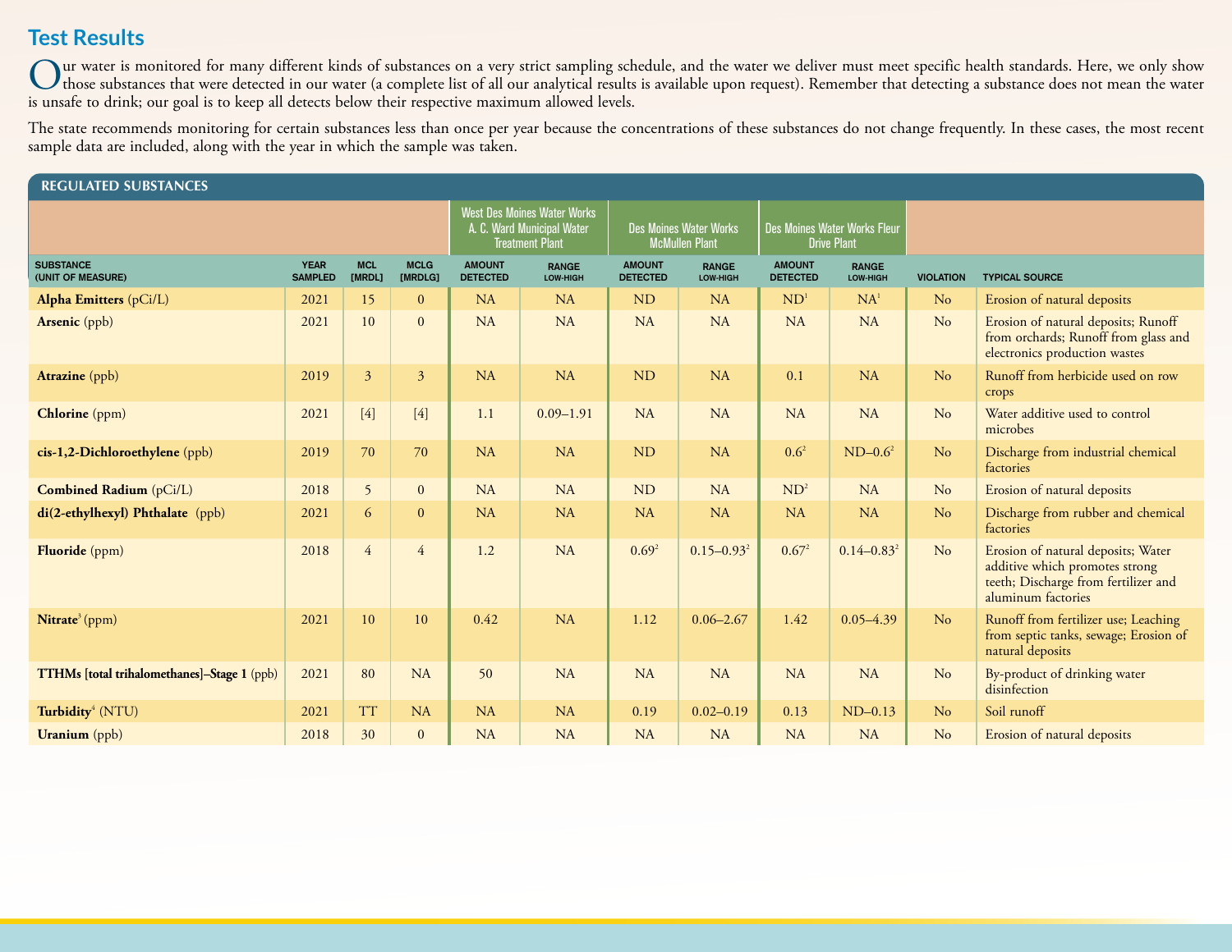## Test Results

Our water is monitored for many different kinds of substances on a very strict sampling schedule, and the water we deliver must meet specific health standards. Here, we only show those substances that were detected in our water (a complete list of all our analytical results is available upon request). Remember that detecting a substance does not mean the water is unsafe to drink; our goal is to keep all detects below their respective maximum allowed levels.

The state recommends monitoring for certain substances less than once per year because the concentrations of these substances do not change frequently. In these cases, the most recent sample data are included, along with the year in which the sample was taken.

### REGULATED SUBSTANCES

| | | | | West Des Moines Water Works A. C. Ward Municipal Water Treatment Plant | | Des Moines Water Works McMullen Plant | | Des Moines Water Works Fleur Drive Plant | | | |
|---|---|---|---|---|---|---|---|---|---|---|---|
| **SUBSTANCE (UNIT OF MEASURE)** | **YEAR SAMPLED** | **MCL [MRDL]** | **MCLG [MRDLG]** | **AMOUNT DETECTED** | **RANGE LOW-HIGH** | **AMOUNT DETECTED** | **RANGE LOW-HIGH** | **AMOUNT DETECTED** | **RANGE LOW-HIGH** | **VIOLATION** | **TYPICAL SOURCE** |
| **Alpha Emitters** (pCi/L) | 2021 | 15 | 0 | NA | NA | ND | NA | ND[1] | NA[1] | No | Erosion of natural deposits |
| **Arsenic** (ppb) | 2021 | 10 | 0 | NA | NA | NA | NA | NA | NA | No | Erosion of natural deposits; Runoff from orchards; Runoff from glass and electronics production wastes |
| **Atrazine** (ppb) | 2019 | 3 | 3 | NA | NA | ND | NA | 0.1 | NA | No | Runoff from herbicide used on row crops |
| **Chlorine** (ppm) | 2021 | [4] | [4] | 1.1 | 0.09–1.91 | NA | NA | NA | NA | No | Water additive used to control microbes |
| **cis-1,2-Dichloroethylene** (ppb) | 2019 | 70 | 70 | NA | NA | ND | NA | 0.6[2] | ND–0.6[2] | No | Discharge from industrial chemical factories |
| **Combined Radium** (pCi/L) | 2018 | 5 | 0 | NA | NA | ND | NA | ND[2] | NA | No | Erosion of natural deposits |
| **di(2-ethylhexyl) Phthalate** (ppb) | 2021 | 6 | 0 | NA | NA | NA | NA | NA | NA | No | Discharge from rubber and chemical factories |
| **Fluoride** (ppm) | 2018 | 4 | 4 | 1.2 | NA | 0.69[2] | 0.15–0.93[2] | 0.67[2] | 0.14–0.83[2] | No | Erosion of natural deposits; Water additive which promotes strong teeth; Discharge from fertilizer and aluminum factories |
| **Nitrate**[3] (ppm) | 2021 | 10 | 10 | 0.42 | NA | 1.12 | 0.06–2.67 | 1.42 | 0.05–4.39 | No | Runoff from fertilizer use; Leaching from septic tanks, sewage; Erosion of natural deposits |
| **TTHMs [total trihalomethanes]–Stage 1** (ppb) | 2021 | 80 | NA | 50 | NA | NA | NA | NA | NA | No | By-product of drinking water disinfection |
| **Turbidity**[4] (NTU) | 2021 | TT | NA | NA | NA | 0.19 | 0.02–0.19 | 0.13 | ND–0.13 | No | Soil runoff |
| **Uranium** (ppb) | 2018 | 30 | 0 | NA | NA | NA | NA | NA | NA | No | Erosion of natural deposits |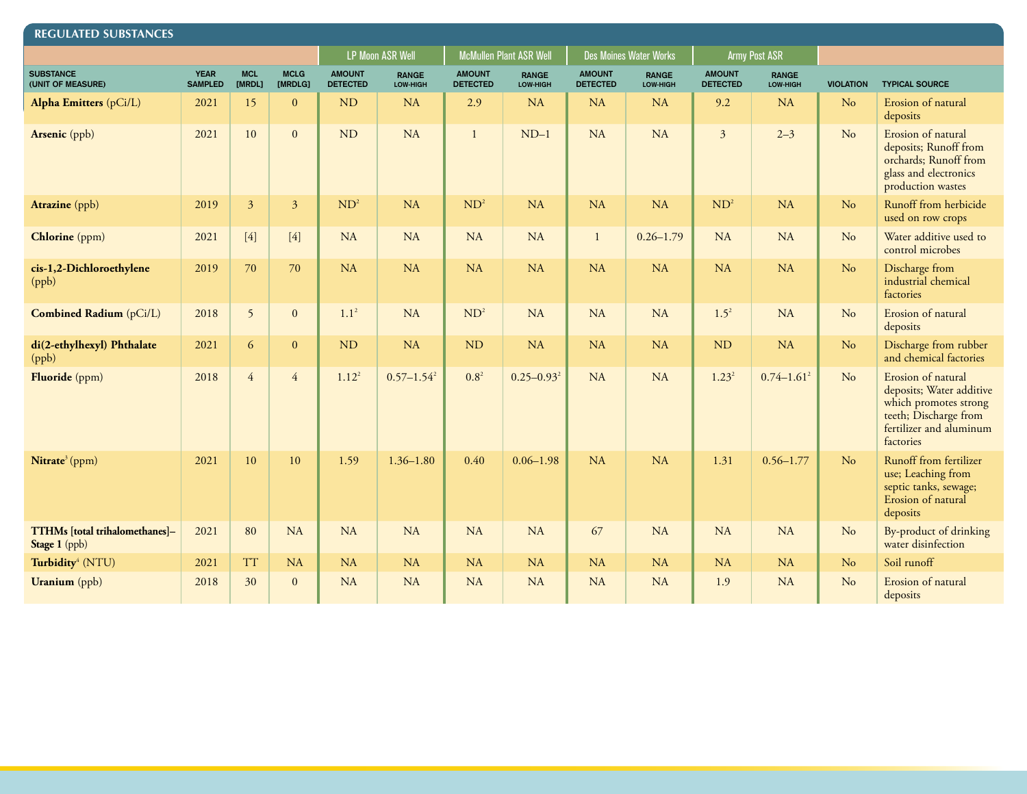## REGULATED SUBSTANCES

| | | | | LP Moon ASR Well | | McMullen Plant ASR Well | | Des Moines Water Works | | Army Post ASR | | | |
|---|---|---|---|---|---|---|---|---|---|---|---|---|---|
| SUBSTANCE (UNIT OF MEASURE) | YEAR SAMPLED | MCL [MRDL] | MCLG [MRDLG] | AMOUNT DETECTED | RANGE LOW-HIGH | AMOUNT DETECTED | RANGE LOW-HIGH | AMOUNT DETECTED | RANGE LOW-HIGH | AMOUNT DETECTED | RANGE LOW-HIGH | VIOLATION | TYPICAL SOURCE |
| **Alpha Emitters** (pCi/L) | 2021 | 15 | 0 | ND | NA | 2.9 | NA | NA | NA | 9.2 | NA | No | Erosion of natural deposits |
| **Arsenic** (ppb) | 2021 | 10 | 0 | ND | NA | 1 | ND–1 | NA | NA | 3 | 2–3 | No | Erosion of natural deposits; Runoff from orchards; Runoff from glass and electronics production wastes |
| **Atrazine** (ppb) | 2019 | 3 | 3 | ND[2] | NA | ND[2] | NA | NA | NA | ND[2] | NA | No | Runoff from herbicide used on row crops |
| **Chlorine** (ppm) | 2021 | [4] | [4] | NA | NA | NA | NA | 1 | 0.26–1.79 | NA | NA | No | Water additive used to control microbes |
| **cis-1,2-Dichloroethylene** (ppb) | 2019 | 70 | 70 | NA | NA | NA | NA | NA | NA | NA | NA | No | Discharge from industrial chemical factories |
| **Combined Radium** (pCi/L) | 2018 | 5 | 0 | 1.1[2] | NA | ND[2] | NA | NA | NA | 1.5[2] | NA | No | Erosion of natural deposits |
| **di(2-ethylhexyl) Phthalate** (ppb) | 2021 | 6 | 0 | ND | NA | ND | NA | NA | NA | ND | NA | No | Discharge from rubber and chemical factories |
| **Fluoride** (ppm) | 2018 | 4 | 4 | 1.12[2] | 0.57–1.54[2] | 0.8[2] | 0.25–0.93[2] | NA | NA | 1.23[2] | 0.74–1.61[2] | No | Erosion of natural deposits; Water additive which promotes strong teeth; Discharge from fertilizer and aluminum factories |
| **Nitrate**[3] (ppm) | 2021 | 10 | 10 | 1.59 | 1.36–1.80 | 0.40 | 0.06–1.98 | NA | NA | 1.31 | 0.56–1.77 | No | Runoff from fertilizer use; Leaching from septic tanks, sewage; Erosion of natural deposits |
| **TTHMs [total trihalomethanes]–Stage 1** (ppb) | 2021 | 80 | NA | NA | NA | NA | NA | 67 | NA | NA | NA | No | By-product of drinking water disinfection |
| **Turbidity**[4] (NTU) | 2021 | TT | NA | NA | NA | NA | NA | NA | NA | NA | NA | No | Soil runoff |
| **Uranium** (ppb) | 2018 | 30 | 0 | NA | NA | NA | NA | NA | NA | 1.9 | NA | No | Erosion of natural deposits |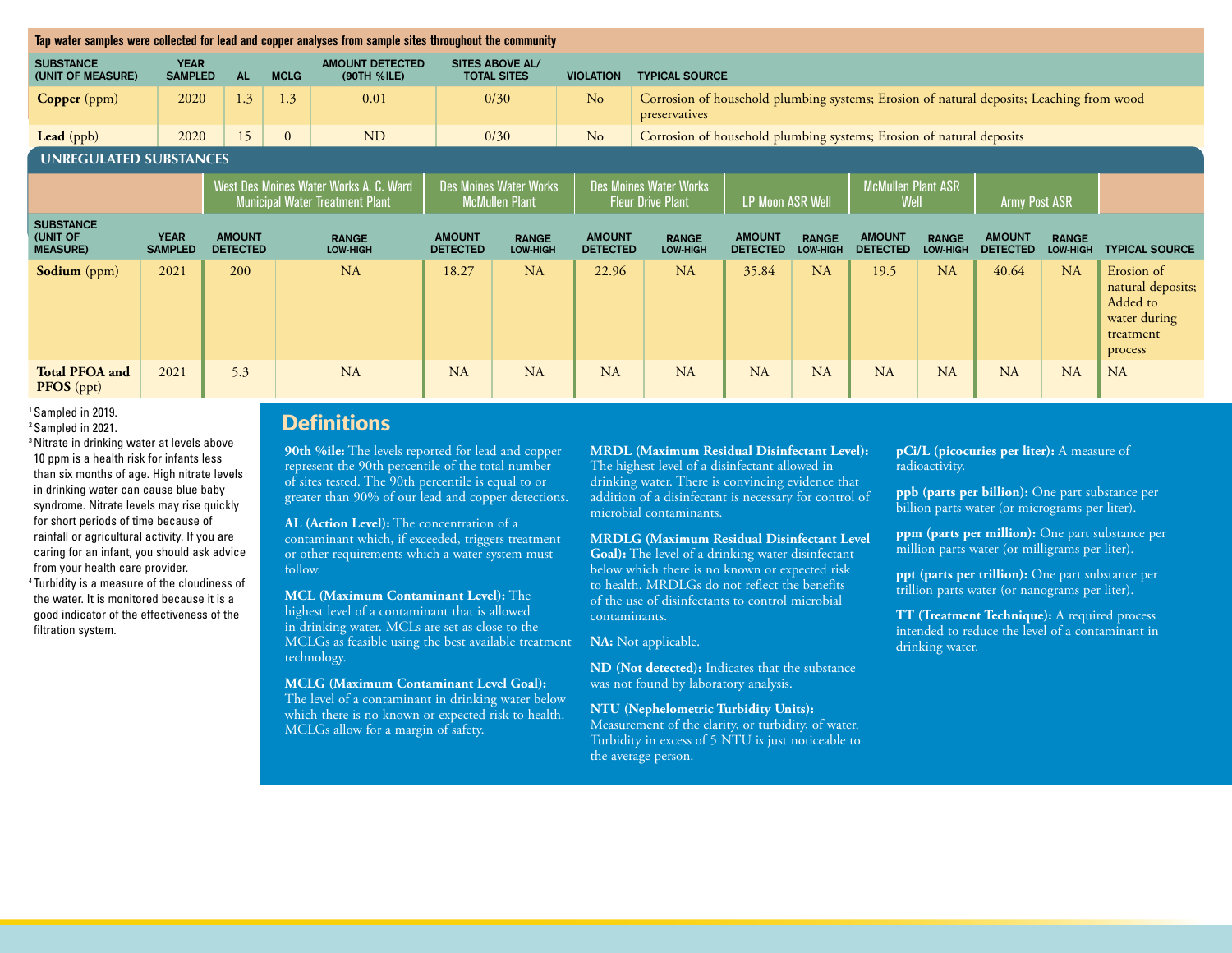Tap water samples were collected for lead and copper analyses from sample sites throughout the community

| SUBSTANCE (UNIT OF MEASURE) | YEAR SAMPLED | AL | MCLG | AMOUNT DETECTED (90TH %ILE) | SITES ABOVE AL/ TOTAL SITES | VIOLATION | TYPICAL SOURCE |
|---|---|---|---|---|---|---|---|
| **Copper** (ppm) | 2020 | 1.3 | 1.3 | 0.01 | 0/30 | No | Corrosion of household plumbing systems; Erosion of natural deposits; Leaching from wood preservatives |
| **Lead** (ppb) | 2020 | 15 | 0 | ND | 0/30 | No | Corrosion of household plumbing systems; Erosion of natural deposits |

## UNREGULATED SUBSTANCES

| | | West Des Moines Water Works A. C. Ward Municipal Water Treatment Plant | | Des Moines Water Works McMullen Plant | | Des Moines Water Works Fleur Drive Plant | | LP Moon ASR Well | | McMullen Plant ASR Well | | Army Post ASR | | |
|---|---|---|---|---|---|---|---|---|---|---|---|---|---|---|
| **SUBSTANCE (UNIT OF MEASURE)** | **YEAR SAMPLED** | **AMOUNT DETECTED** | **RANGE LOW-HIGH** | **AMOUNT DETECTED** | **RANGE LOW-HIGH** | **AMOUNT DETECTED** | **RANGE LOW-HIGH** | **AMOUNT DETECTED** | **RANGE LOW-HIGH** | **AMOUNT DETECTED** | **RANGE LOW-HIGH** | **AMOUNT DETECTED** | **RANGE LOW-HIGH** | **TYPICAL SOURCE** |
| **Sodium** (ppm) | 2021 | 200 | NA | 18.27 | NA | 22.96 | NA | 35.84 | NA | 19.5 | NA | 40.64 | NA | Erosion of natural deposits; Added to water during treatment process |
| **Total PFOA and PFOS** (ppt) | 2021 | 5.3 | NA | NA | NA | NA | NA | NA | NA | NA | NA | NA | NA | NA |

[1] Sampled in 2019.

[2] Sampled in 2021.

[3] Nitrate in drinking water at levels above 10 ppm is a health risk for infants less than six months of age. High nitrate levels in drinking water can cause blue baby syndrome. Nitrate levels may rise quickly for short periods of time because of rainfall or agricultural activity. If you are caring for an infant, you should ask advice from your health care provider.

[4] Turbidity is a measure of the cloudiness of the water. It is monitored because it is a good indicator of the effectiveness of the filtration system.

## Definitions

**90th %ile:** The levels reported for lead and copper represent the 90th percentile of the total number of sites tested. The 90th percentile is equal to or greater than 90% of our lead and copper detections.

**AL (Action Level):** The concentration of a contaminant which, if exceeded, triggers treatment or other requirements which a water system must follow.

**MCL (Maximum Contaminant Level):** The highest level of a contaminant that is allowed in drinking water. MCLs are set as close to the MCLGs as feasible using the best available treatment technology.

**MCLG (Maximum Contaminant Level Goal):** The level of a contaminant in drinking water below which there is no known or expected risk to health. MCLGs allow for a margin of safety.

**MRDL (Maximum Residual Disinfectant Level):** The highest level of a disinfectant allowed in drinking water. There is convincing evidence that addition of a disinfectant is necessary for control of microbial contaminants.

**MRDLG (Maximum Residual Disinfectant Level Goal):** The level of a drinking water disinfectant below which there is no known or expected risk to health. MRDLGs do not reflect the benefits of the use of disinfectants to control microbial contaminants.

**NA:** Not applicable.

**ND (Not detected):** Indicates that the substance was not found by laboratory analysis.

**NTU (Nephelometric Turbidity Units):** Measurement of the clarity, or turbidity, of water. Turbidity in excess of 5 NTU is just noticeable to the average person.

**pCi/L (picocuries per liter):** A measure of radioactivity.

**ppb (parts per billion):** One part substance per billion parts water (or micrograms per liter).

**ppm (parts per million):** One part substance per million parts water (or milligrams per liter).

**ppt (parts per trillion):** One part substance per trillion parts water (or nanograms per liter).

**TT (Treatment Technique):** A required process intended to reduce the level of a contaminant in drinking water.